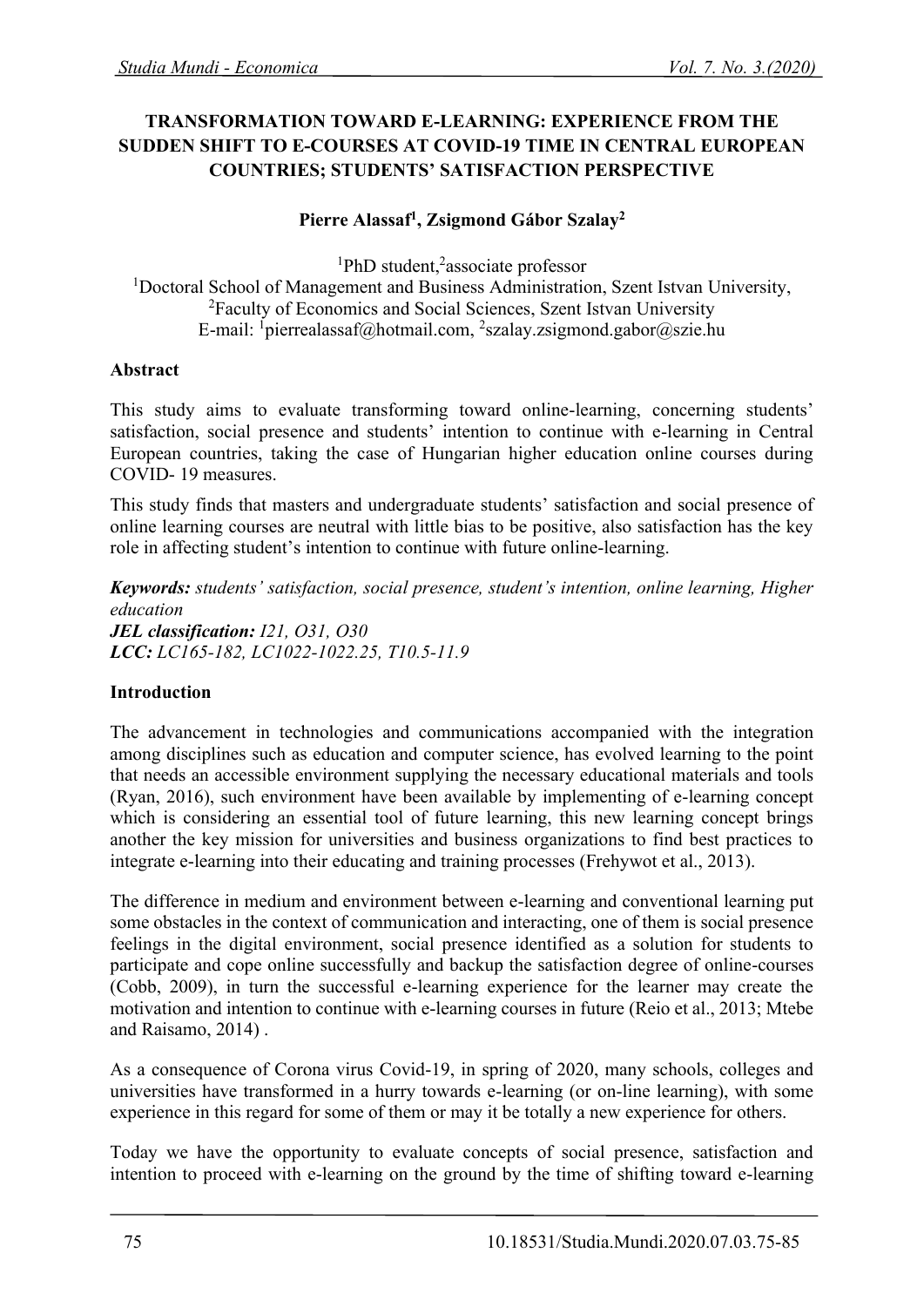# TRANSFORMATION TOWARD E-LEARNING: EXPERIENCE FROM THE SUDDEN SHIFT TO E-COURSES AT COVID-19 TIME IN CENTRAL EUROPEAN COUNTRIES; STUDENTS' SATISFACTION PERSPECTIVE

**Pierre Alassaf[1], Zsigmond Gábor Szalay[2]**

[1]PhD student,[2]associate professor
[1]Doctoral School of Management and Business Administration, Szent Istvan University,
[2]Faculty of Economics and Social Sciences, Szent Istvan University
E-mail: [1]pierrealassaf@hotmail.com, [2]szalay.zsigmond.gabor@szie.hu

## Abstract

This study aims to evaluate transforming toward online-learning, concerning students' satisfaction, social presence and students' intention to continue with e-learning in Central European countries, taking the case of Hungarian higher education online courses during COVID- 19 measures.

This study finds that masters and undergraduate students' satisfaction and social presence of online learning courses are neutral with little bias to be positive, also satisfaction has the key role in affecting student's intention to continue with future online-learning.

***Keywords:*** *students' satisfaction, social presence, student's intention, online learning, Higher education*
***JEL classification:*** *I21, O31, O30*
***LCC:*** *LC165-182, LC1022-1022.25, T10.5-11.9*

## Introduction

The advancement in technologies and communications accompanied with the integration among disciplines such as education and computer science, has evolved learning to the point that needs an accessible environment supplying the necessary educational materials and tools (Ryan, 2016), such environment have been available by implementing of e-learning concept which is considering an essential tool of future learning, this new learning concept brings another the key mission for universities and business organizations to find best practices to integrate e-learning into their educating and training processes (Frehywot et al., 2013).

The difference in medium and environment between e-learning and conventional learning put some obstacles in the context of communication and interacting, one of them is social presence feelings in the digital environment, social presence identified as a solution for students to participate and cope online successfully and backup the satisfaction degree of online-courses (Cobb, 2009), in turn the successful e-learning experience for the learner may create the motivation and intention to continue with e-learning courses in future (Reio et al., 2013; Mtebe and Raisamo, 2014) .

As a consequence of Corona virus Covid-19, in spring of 2020, many schools, colleges and universities have transformed in a hurry towards e-learning (or on-line learning), with some experience in this regard for some of them or may it be totally a new experience for others.

Today we have the opportunity to evaluate concepts of social presence, satisfaction and intention to proceed with e-learning on the ground by the time of shifting toward e-learning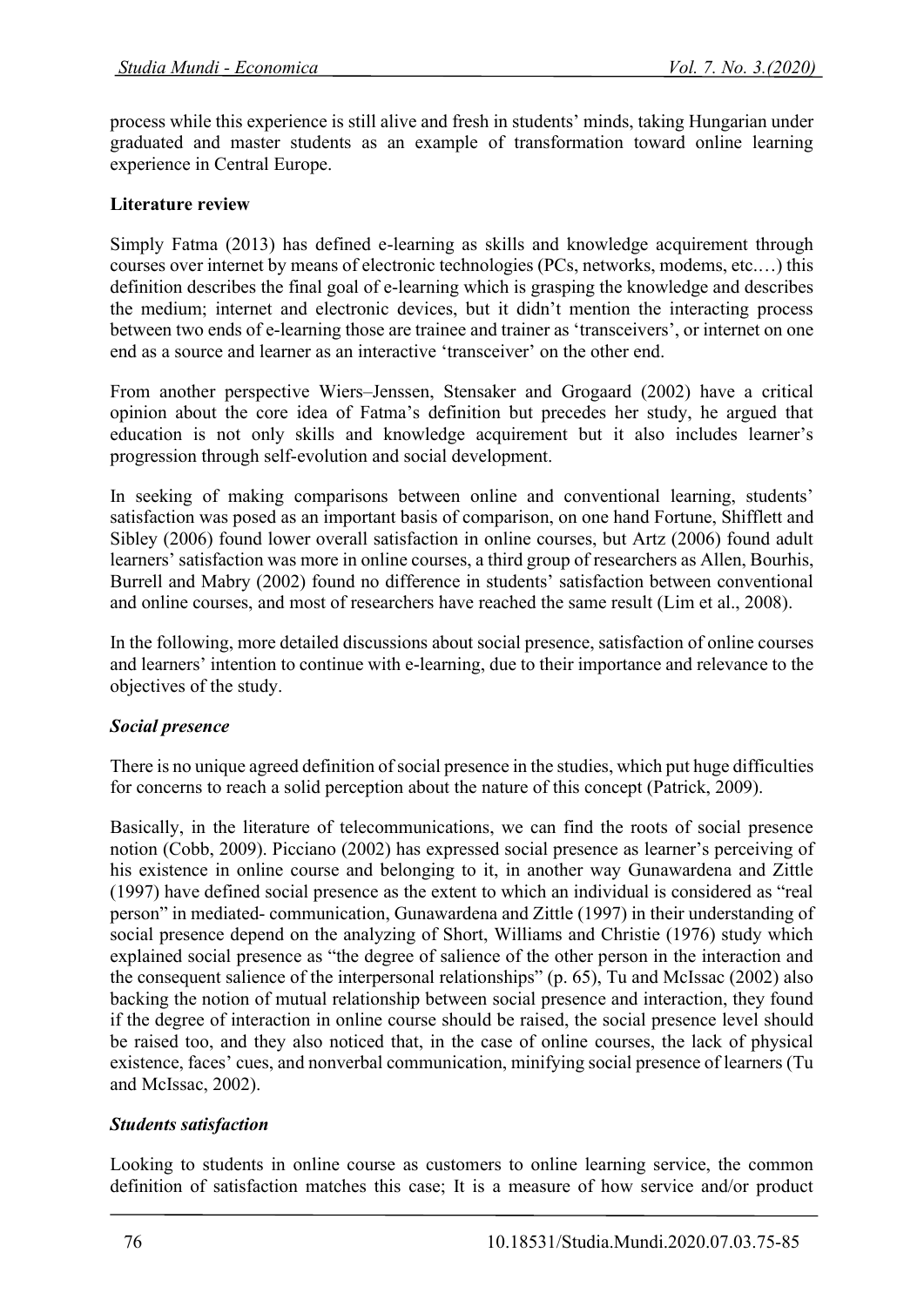process while this experience is still alive and fresh in students' minds, taking Hungarian under graduated and master students as an example of transformation toward online learning experience in Central Europe.

## Literature review

Simply Fatma (2013) has defined e-learning as skills and knowledge acquirement through courses over internet by means of electronic technologies (PCs, networks, modems, etc.…) this definition describes the final goal of e-learning which is grasping the knowledge and describes the medium; internet and electronic devices, but it didn't mention the interacting process between two ends of e-learning those are trainee and trainer as 'transceivers', or internet on one end as a source and learner as an interactive 'transceiver' on the other end.

From another perspective Wiers–Jenssen, Stensaker and Grogaard (2002) have a critical opinion about the core idea of Fatma's definition but precedes her study, he argued that education is not only skills and knowledge acquirement but it also includes learner's progression through self-evolution and social development.

In seeking of making comparisons between online and conventional learning, students' satisfaction was posed as an important basis of comparison, on one hand Fortune, Shifflett and Sibley (2006) found lower overall satisfaction in online courses, but Artz (2006) found adult learners' satisfaction was more in online courses, a third group of researchers as Allen, Bourhis, Burrell and Mabry (2002) found no difference in students' satisfaction between conventional and online courses, and most of researchers have reached the same result (Lim et al., 2008).

In the following, more detailed discussions about social presence, satisfaction of online courses and learners' intention to continue with e-learning, due to their importance and relevance to the objectives of the study.

### *Social presence*

There is no unique agreed definition of social presence in the studies, which put huge difficulties for concerns to reach a solid perception about the nature of this concept (Patrick, 2009).

Basically, in the literature of telecommunications, we can find the roots of social presence notion (Cobb, 2009). Picciano (2002) has expressed social presence as learner's perceiving of his existence in online course and belonging to it, in another way Gunawardena and Zittle (1997) have defined social presence as the extent to which an individual is considered as "real person" in mediated- communication, Gunawardena and Zittle (1997) in their understanding of social presence depend on the analyzing of Short, Williams and Christie (1976) study which explained social presence as "the degree of salience of the other person in the interaction and the consequent salience of the interpersonal relationships" (p. 65), Tu and McIssac (2002) also backing the notion of mutual relationship between social presence and interaction, they found if the degree of interaction in online course should be raised, the social presence level should be raised too, and they also noticed that, in the case of online courses, the lack of physical existence, faces' cues, and nonverbal communication, minifying social presence of learners (Tu and McIssac, 2002).

### *Students satisfaction*

Looking to students in online course as customers to online learning service, the common definition of satisfaction matches this case; It is a measure of how service and/or product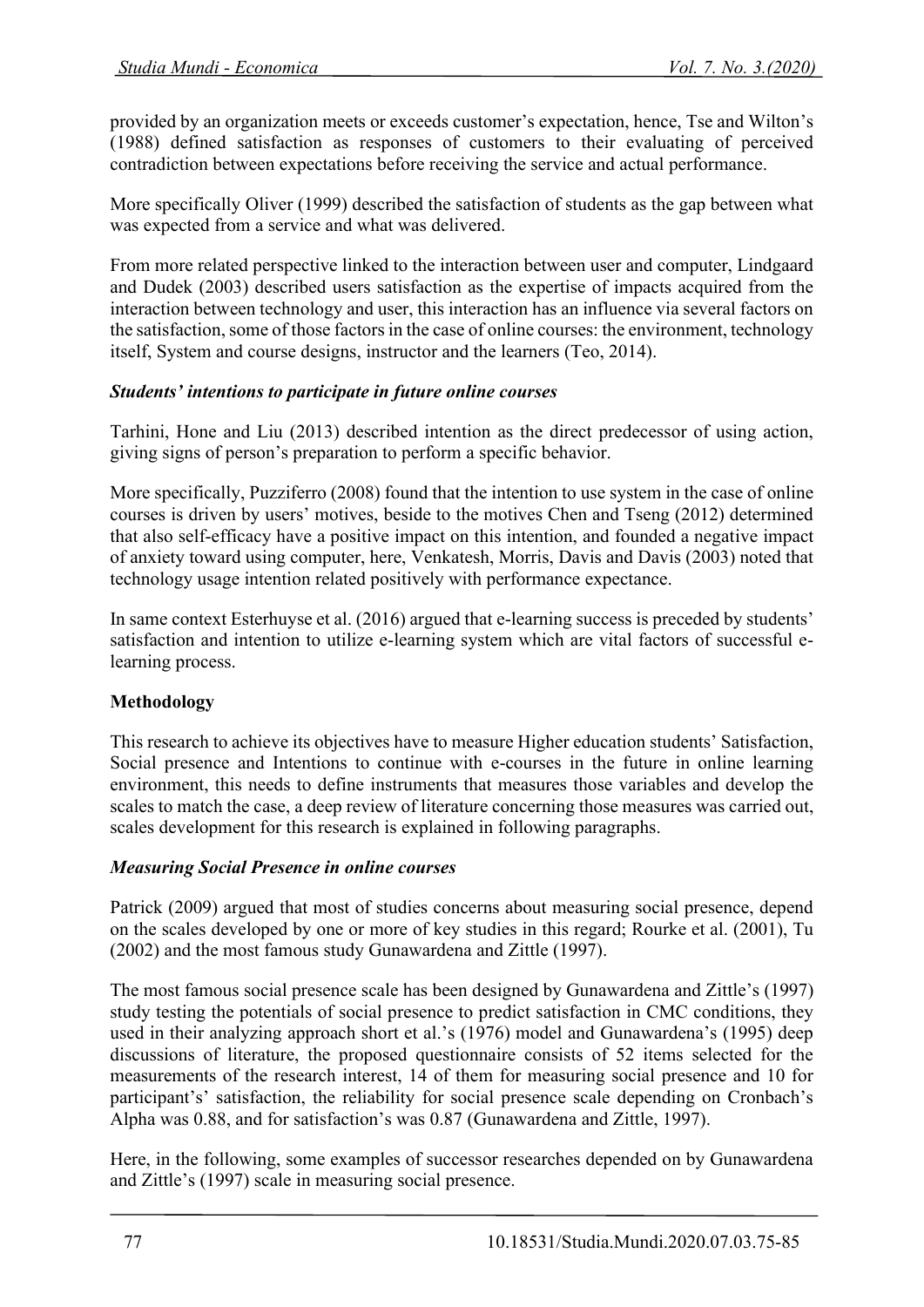provided by an organization meets or exceeds customer's expectation, hence, Tse and Wilton's (1988) defined satisfaction as responses of customers to their evaluating of perceived contradiction between expectations before receiving the service and actual performance.

More specifically Oliver (1999) described the satisfaction of students as the gap between what was expected from a service and what was delivered.

From more related perspective linked to the interaction between user and computer, Lindgaard and Dudek (2003) described users satisfaction as the expertise of impacts acquired from the interaction between technology and user, this interaction has an influence via several factors on the satisfaction, some of those factors in the case of online courses: the environment, technology itself, System and course designs, instructor and the learners (Teo, 2014).

### *Students' intentions to participate in future online courses*

Tarhini, Hone and Liu (2013) described intention as the direct predecessor of using action, giving signs of person's preparation to perform a specific behavior.

More specifically, Puzziferro (2008) found that the intention to use system in the case of online courses is driven by users' motives, beside to the motives Chen and Tseng (2012) determined that also self-efficacy have a positive impact on this intention, and founded a negative impact of anxiety toward using computer, here, Venkatesh, Morris, Davis and Davis (2003) noted that technology usage intention related positively with performance expectance.

In same context Esterhuyse et al. (2016) argued that e-learning success is preceded by students' satisfaction and intention to utilize e-learning system which are vital factors of successful e-learning process.

## **Methodology**

This research to achieve its objectives have to measure Higher education students' Satisfaction, Social presence and Intentions to continue with e-courses in the future in online learning environment, this needs to define instruments that measures those variables and develop the scales to match the case, a deep review of literature concerning those measures was carried out, scales development for this research is explained in following paragraphs.

### *Measuring Social Presence in online courses*

Patrick (2009) argued that most of studies concerns about measuring social presence, depend on the scales developed by one or more of key studies in this regard; Rourke et al. (2001), Tu (2002) and the most famous study Gunawardena and Zittle (1997).

The most famous social presence scale has been designed by Gunawardena and Zittle's (1997) study testing the potentials of social presence to predict satisfaction in CMC conditions, they used in their analyzing approach short et al.'s (1976) model and Gunawardena's (1995) deep discussions of literature, the proposed questionnaire consists of 52 items selected for the measurements of the research interest, 14 of them for measuring social presence and 10 for participant's' satisfaction, the reliability for social presence scale depending on Cronbach's Alpha was 0.88, and for satisfaction's was 0.87 (Gunawardena and Zittle, 1997).

Here, in the following, some examples of successor researches depended on by Gunawardena and Zittle's (1997) scale in measuring social presence.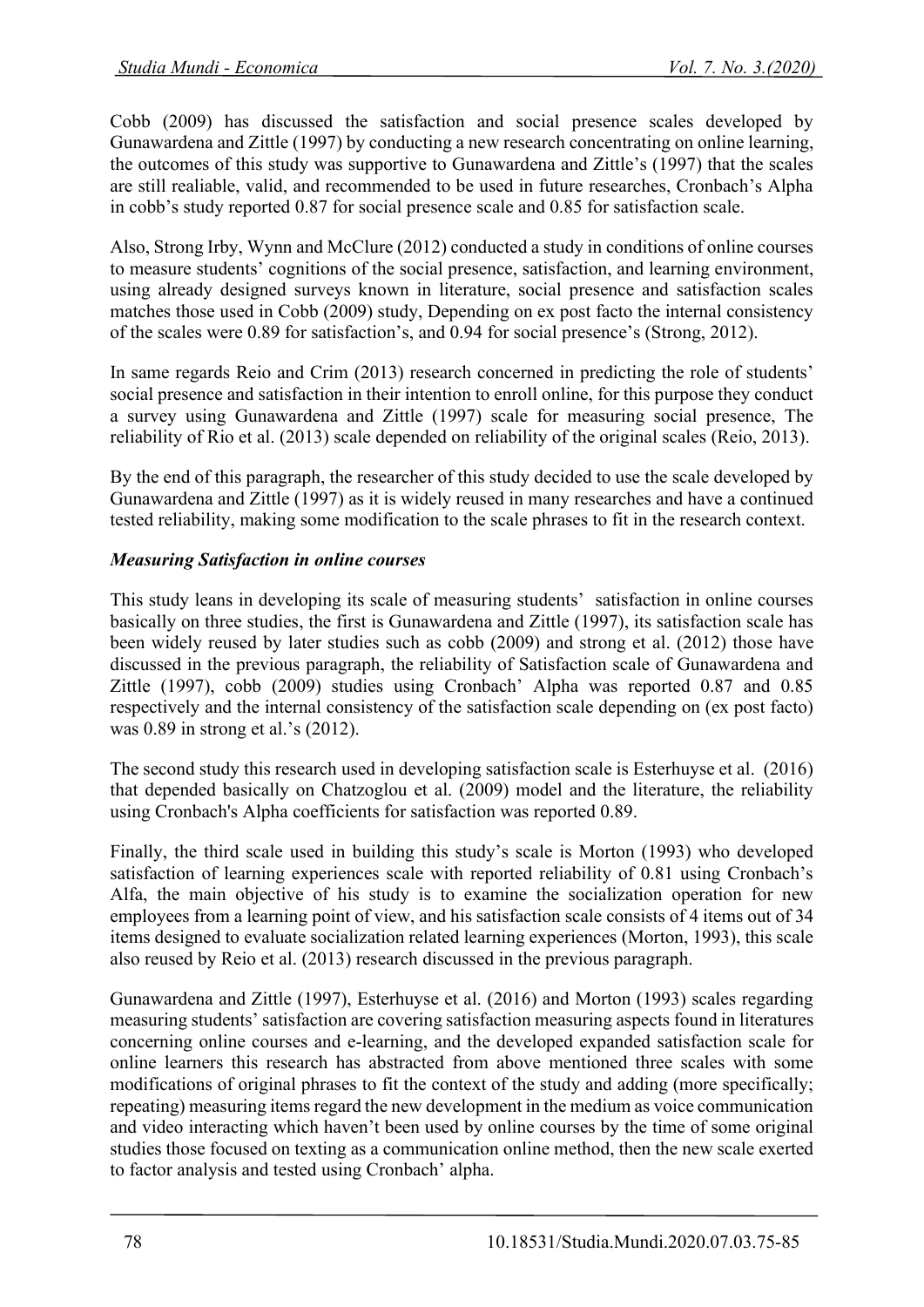Cobb (2009) has discussed the satisfaction and social presence scales developed by Gunawardena and Zittle (1997) by conducting a new research concentrating on online learning, the outcomes of this study was supportive to Gunawardena and Zittle's (1997) that the scales are still realiable, valid, and recommended to be used in future researches, Cronbach's Alpha in cobb's study reported 0.87 for social presence scale and 0.85 for satisfaction scale.

Also, Strong Irby, Wynn and McClure (2012) conducted a study in conditions of online courses to measure students' cognitions of the social presence, satisfaction, and learning environment, using already designed surveys known in literature, social presence and satisfaction scales matches those used in Cobb (2009) study, Depending on ex post facto the internal consistency of the scales were 0.89 for satisfaction's, and 0.94 for social presence's (Strong, 2012).

In same regards Reio and Crim (2013) research concerned in predicting the role of students' social presence and satisfaction in their intention to enroll online, for this purpose they conduct a survey using Gunawardena and Zittle (1997) scale for measuring social presence, The reliability of Rio et al. (2013) scale depended on reliability of the original scales (Reio, 2013).

By the end of this paragraph, the researcher of this study decided to use the scale developed by Gunawardena and Zittle (1997) as it is widely reused in many researches and have a continued tested reliability, making some modification to the scale phrases to fit in the research context.

***Measuring Satisfaction in online courses***

This study leans in developing its scale of measuring students' satisfaction in online courses basically on three studies, the first is Gunawardena and Zittle (1997), its satisfaction scale has been widely reused by later studies such as cobb (2009) and strong et al. (2012) those have discussed in the previous paragraph, the reliability of Satisfaction scale of Gunawardena and Zittle (1997), cobb (2009) studies using Cronbach' Alpha was reported 0.87 and 0.85 respectively and the internal consistency of the satisfaction scale depending on (ex post facto) was 0.89 in strong et al.'s (2012).

The second study this research used in developing satisfaction scale is Esterhuyse et al. (2016) that depended basically on Chatzoglou et al. (2009) model and the literature, the reliability using Cronbach's Alpha coefficients for satisfaction was reported 0.89.

Finally, the third scale used in building this study's scale is Morton (1993) who developed satisfaction of learning experiences scale with reported reliability of 0.81 using Cronbach's Alfa, the main objective of his study is to examine the socialization operation for new employees from a learning point of view, and his satisfaction scale consists of 4 items out of 34 items designed to evaluate socialization related learning experiences (Morton, 1993), this scale also reused by Reio et al. (2013) research discussed in the previous paragraph.

Gunawardena and Zittle (1997), Esterhuyse et al. (2016) and Morton (1993) scales regarding measuring students' satisfaction are covering satisfaction measuring aspects found in literatures concerning online courses and e-learning, and the developed expanded satisfaction scale for online learners this research has abstracted from above mentioned three scales with some modifications of original phrases to fit the context of the study and adding (more specifically; repeating) measuring items regard the new development in the medium as voice communication and video interacting which haven't been used by online courses by the time of some original studies those focused on texting as a communication online method, then the new scale exerted to factor analysis and tested using Cronbach' alpha.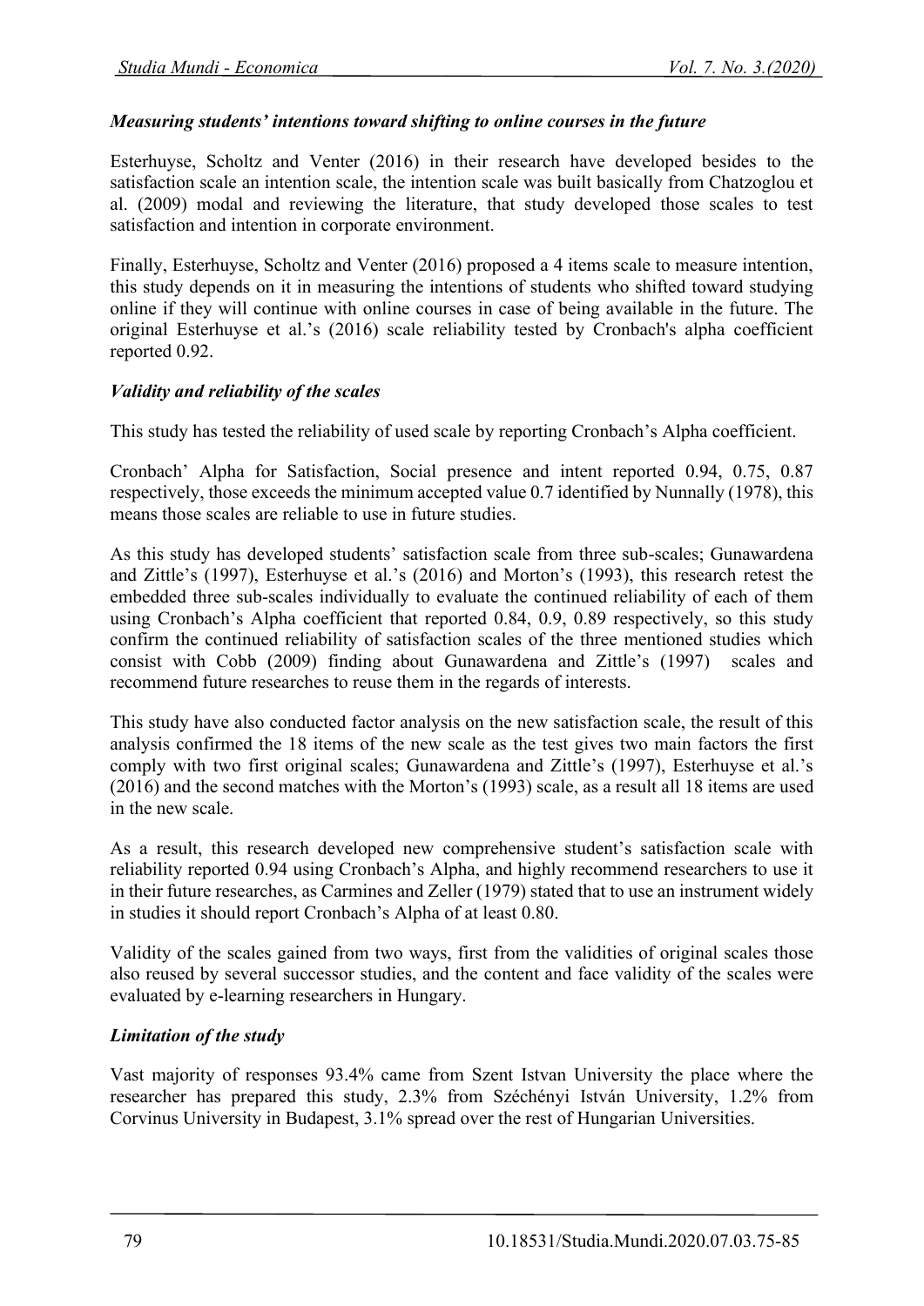### *Measuring students' intentions toward shifting to online courses in the future*

Esterhuyse, Scholtz and Venter (2016) in their research have developed besides to the satisfaction scale an intention scale, the intention scale was built basically from Chatzoglou et al. (2009) modal and reviewing the literature, that study developed those scales to test satisfaction and intention in corporate environment.

Finally, Esterhuyse, Scholtz and Venter (2016) proposed a 4 items scale to measure intention, this study depends on it in measuring the intentions of students who shifted toward studying online if they will continue with online courses in case of being available in the future. The original Esterhuyse et al.'s (2016) scale reliability tested by Cronbach's alpha coefficient reported 0.92.

### *Validity and reliability of the scales*

This study has tested the reliability of used scale by reporting Cronbach's Alpha coefficient.

Cronbach' Alpha for Satisfaction, Social presence and intent reported 0.94, 0.75, 0.87 respectively, those exceeds the minimum accepted value 0.7 identified by Nunnally (1978), this means those scales are reliable to use in future studies.

As this study has developed students' satisfaction scale from three sub-scales; Gunawardena and Zittle's (1997), Esterhuyse et al.'s (2016) and Morton's (1993), this research retest the embedded three sub-scales individually to evaluate the continued reliability of each of them using Cronbach's Alpha coefficient that reported 0.84, 0.9, 0.89 respectively, so this study confirm the continued reliability of satisfaction scales of the three mentioned studies which consist with Cobb (2009) finding about Gunawardena and Zittle's (1997) scales and recommend future researches to reuse them in the regards of interests.

This study have also conducted factor analysis on the new satisfaction scale, the result of this analysis confirmed the 18 items of the new scale as the test gives two main factors the first comply with two first original scales; Gunawardena and Zittle's (1997), Esterhuyse et al.'s (2016) and the second matches with the Morton's (1993) scale, as a result all 18 items are used in the new scale.

As a result, this research developed new comprehensive student's satisfaction scale with reliability reported 0.94 using Cronbach's Alpha, and highly recommend researchers to use it in their future researches, as Carmines and Zeller (1979) stated that to use an instrument widely in studies it should report Cronbach's Alpha of at least 0.80.

Validity of the scales gained from two ways, first from the validities of original scales those also reused by several successor studies, and the content and face validity of the scales were evaluated by e-learning researchers in Hungary.

### *Limitation of the study*

Vast majority of responses 93.4% came from Szent Istvan University the place where the researcher has prepared this study, 2.3% from Széchényi István University, 1.2% from Corvinus University in Budapest, 3.1% spread over the rest of Hungarian Universities.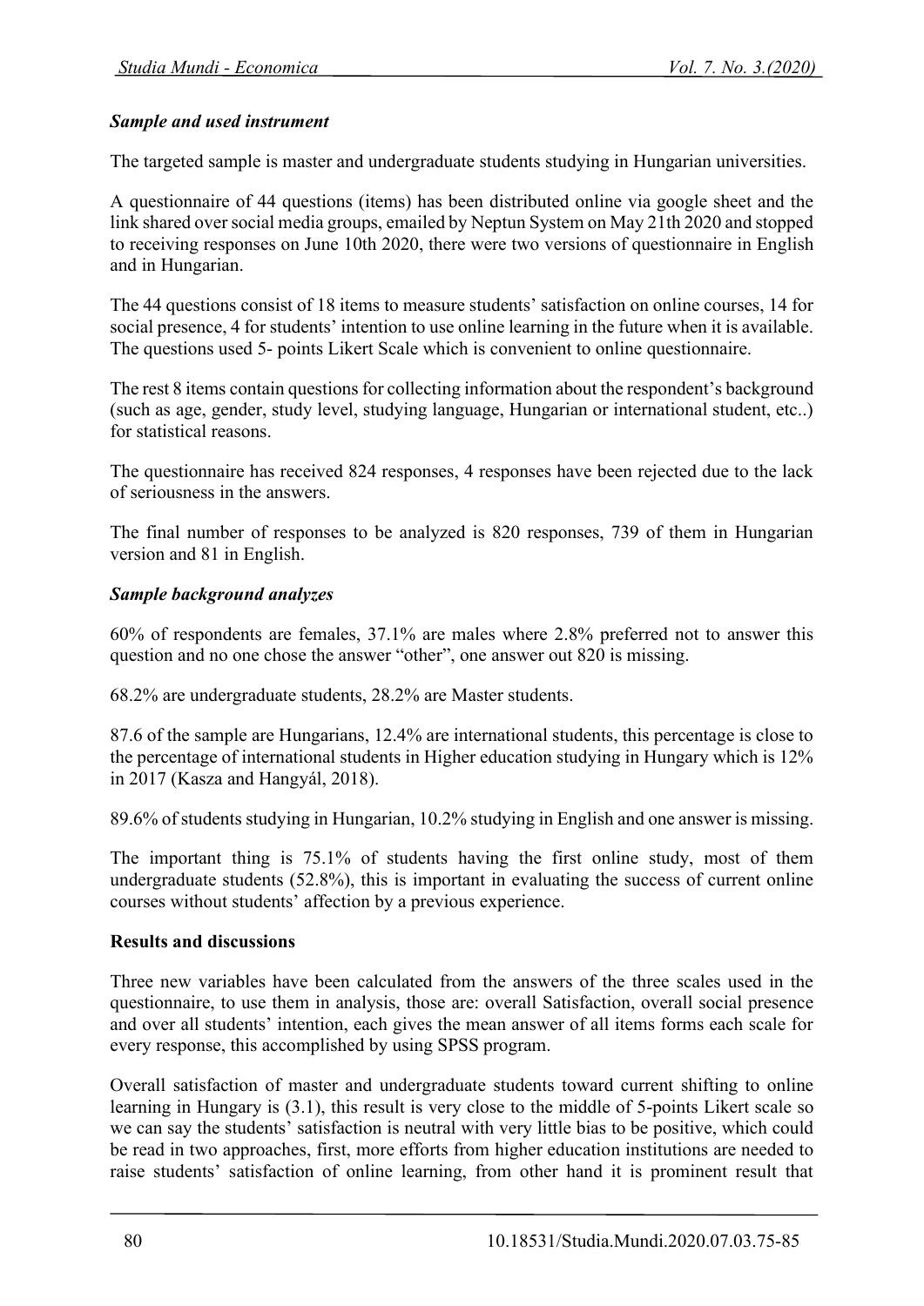### *Sample and used instrument*

The targeted sample is master and undergraduate students studying in Hungarian universities.

A questionnaire of 44 questions (items) has been distributed online via google sheet and the link shared over social media groups, emailed by Neptun System on May 21th 2020 and stopped to receiving responses on June 10th 2020, there were two versions of questionnaire in English and in Hungarian.

The 44 questions consist of 18 items to measure students' satisfaction on online courses, 14 for social presence, 4 for students' intention to use online learning in the future when it is available. The questions used 5- points Likert Scale which is convenient to online questionnaire.

The rest 8 items contain questions for collecting information about the respondent's background (such as age, gender, study level, studying language, Hungarian or international student, etc..) for statistical reasons.

The questionnaire has received 824 responses, 4 responses have been rejected due to the lack of seriousness in the answers.

The final number of responses to be analyzed is 820 responses, 739 of them in Hungarian version and 81 in English.

### *Sample background analyzes*

60% of respondents are females, 37.1% are males where 2.8% preferred not to answer this question and no one chose the answer "other", one answer out 820 is missing.

68.2% are undergraduate students, 28.2% are Master students.

87.6 of the sample are Hungarians, 12.4% are international students, this percentage is close to the percentage of international students in Higher education studying in Hungary which is 12% in 2017 (Kasza and Hangyál, 2018).

89.6% of students studying in Hungarian, 10.2% studying in English and one answer is missing.

The important thing is 75.1% of students having the first online study, most of them undergraduate students (52.8%), this is important in evaluating the success of current online courses without students' affection by a previous experience.

## Results and discussions

Three new variables have been calculated from the answers of the three scales used in the questionnaire, to use them in analysis, those are: overall Satisfaction, overall social presence and over all students' intention, each gives the mean answer of all items forms each scale for every response, this accomplished by using SPSS program.

Overall satisfaction of master and undergraduate students toward current shifting to online learning in Hungary is (3.1), this result is very close to the middle of 5-points Likert scale so we can say the students' satisfaction is neutral with very little bias to be positive, which could be read in two approaches, first, more efforts from higher education institutions are needed to raise students' satisfaction of online learning, from other hand it is prominent result that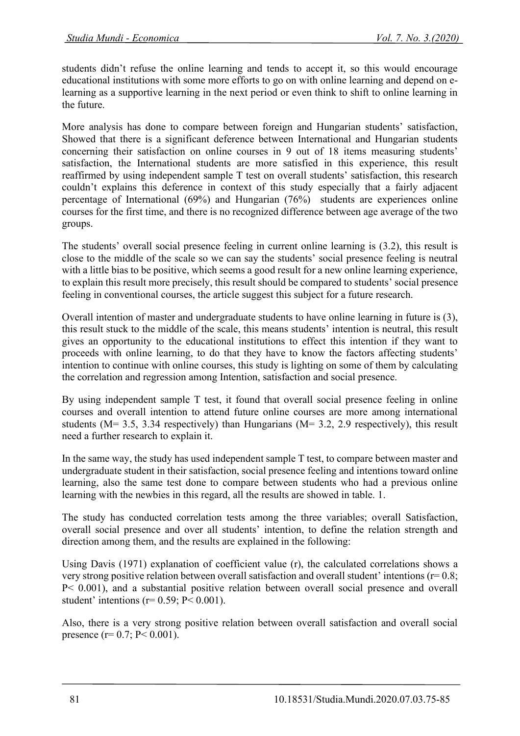students didn't refuse the online learning and tends to accept it, so this would encourage educational institutions with some more efforts to go on with online learning and depend on e-learning as a supportive learning in the next period or even think to shift to online learning in the future.

More analysis has done to compare between foreign and Hungarian students' satisfaction, Showed that there is a significant deference between International and Hungarian students concerning their satisfaction on online courses in 9 out of 18 items measuring students' satisfaction, the International students are more satisfied in this experience, this result reaffirmed by using independent sample T test on overall students' satisfaction, this research couldn't explains this deference in context of this study especially that a fairly adjacent percentage of International (69%) and Hungarian (76%) students are experiences online courses for the first time, and there is no recognized difference between age average of the two groups.

The students' overall social presence feeling in current online learning is (3.2), this result is close to the middle of the scale so we can say the students' social presence feeling is neutral with a little bias to be positive, which seems a good result for a new online learning experience, to explain this result more precisely, this result should be compared to students' social presence feeling in conventional courses, the article suggest this subject for a future research.

Overall intention of master and undergraduate students to have online learning in future is (3), this result stuck to the middle of the scale, this means students' intention is neutral, this result gives an opportunity to the educational institutions to effect this intention if they want to proceeds with online learning, to do that they have to know the factors affecting students' intention to continue with online courses, this study is lighting on some of them by calculating the correlation and regression among Intention, satisfaction and social presence.

By using independent sample T test, it found that overall social presence feeling in online courses and overall intention to attend future online courses are more among international students ($M = 3.5$, $3.34$ respectively) than Hungarians ($M = 3.2$, $2.9$ respectively), this result need a further research to explain it.

In the same way, the study has used independent sample T test, to compare between master and undergraduate student in their satisfaction, social presence feeling and intentions toward online learning, also the same test done to compare between students who had a previous online learning with the newbies in this regard, all the results are showed in table. 1.

The study has conducted correlation tests among the three variables; overall Satisfaction, overall social presence and over all students' intention, to define the relation strength and direction among them, and the results are explained in the following:

Using Davis (1971) explanation of coefficient value (r), the calculated correlations shows a very strong positive relation between overall satisfaction and overall student' intentions ($r = 0.8$; $P < 0.001$), and a substantial positive relation between overall social presence and overall student' intentions ($r = 0.59$; $P < 0.001$).

Also, there is a very strong positive relation between overall satisfaction and overall social presence ($r = 0.7$; $P < 0.001$).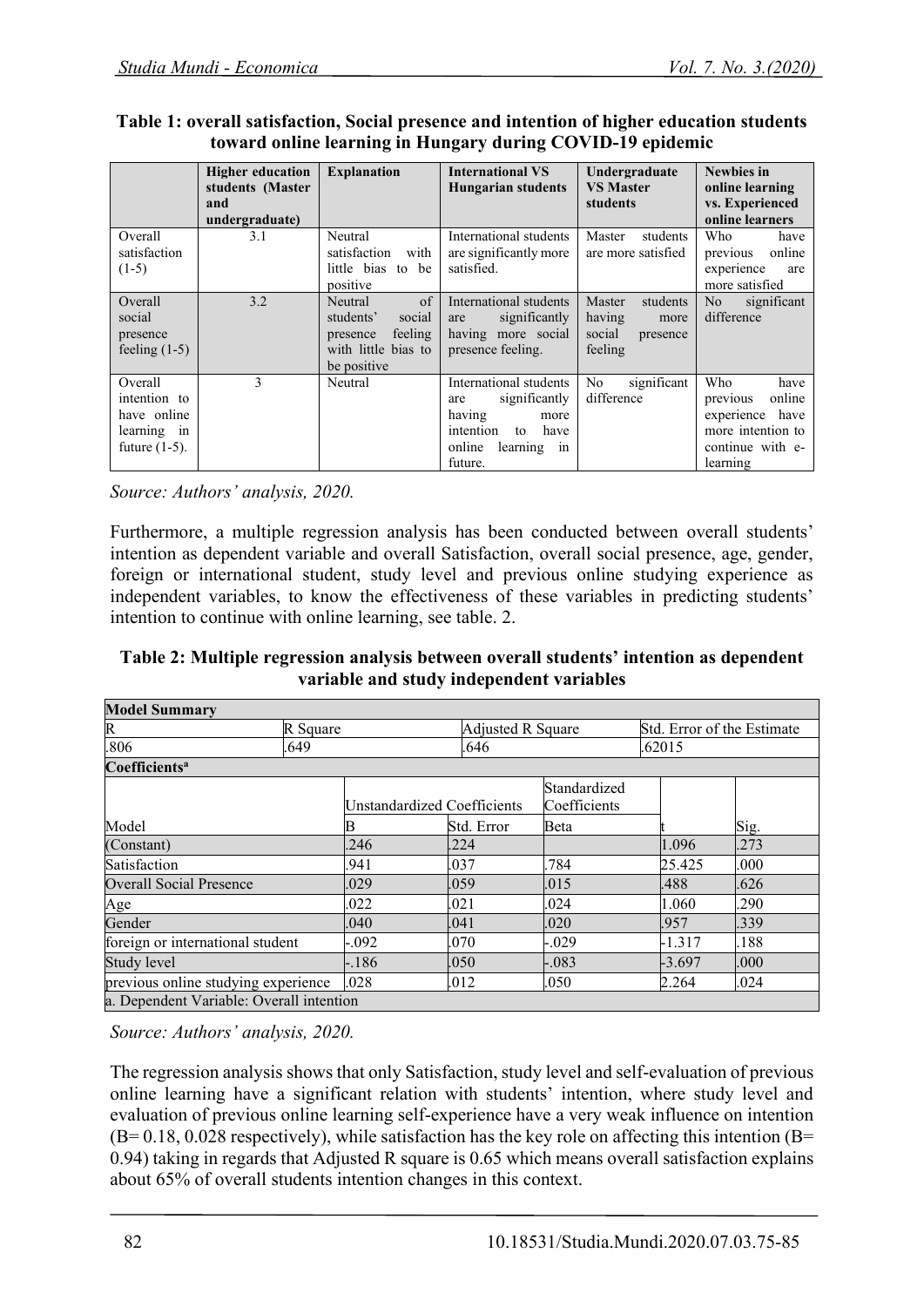**Table 1: overall satisfaction, Social presence and intention of higher education students toward online learning in Hungary during COVID-19 epidemic**

| | Higher education students (Master and undergraduate) | Explanation | International VS Hungarian students | Undergraduate VS Master students | Newbies in online learning vs. Experienced online learners |
|---|---|---|---|---|---|
| Overall satisfaction (1-5) | 3.1 | Neutral satisfaction with little bias to be positive | International students are significantly more satisfied. | Master students are more satisfied | Who have previous online experience are more satisfied |
| Overall social presence feeling (1-5) | 3.2 | Neutral of students' social presence feeling with little bias to be positive | International students are significantly having more social presence feeling. | Master students having more social presence feeling | No significant difference |
| Overall intention to have online learning in future (1-5). | 3 | Neutral | International students are significantly having more intention to have online learning in future. | No significant difference | Who have previous online experience have more intention to continue with e-learning |

*Source: Authors' analysis, 2020.*

Furthermore, a multiple regression analysis has been conducted between overall students' intention as dependent variable and overall Satisfaction, overall social presence, age, gender, foreign or international student, study level and previous online studying experience as independent variables, to know the effectiveness of these variables in predicting students' intention to continue with online learning, see table. 2.

**Table 2: Multiple regression analysis between overall students' intention as dependent variable and study independent variables**

**Model Summary**

| R | R Square | Adjusted R Square | Std. Error of the Estimate |
|---|---|---|---|
| .806 | .649 | .646 | .62015 |

**Coefficients[a]**

| Model | Unstandardized Coefficients B | Unstandardized Coefficients Std. Error | Standardized Coefficients Beta | t | Sig. |
|---|---|---|---|---|---|
| (Constant) | .246 | .224 | | 1.096 | .273 |
| Satisfaction | .941 | .037 | .784 | 25.425 | .000 |
| Overall Social Presence | .029 | .059 | .015 | .488 | .626 |
| Age | .022 | .021 | .024 | 1.060 | .290 |
| Gender | .040 | .041 | .020 | .957 | .339 |
| foreign or international student | -.092 | .070 | -.029 | -1.317 | .188 |
| Study level | -.186 | .050 | -.083 | -3.697 | .000 |
| previous online studying experience | .028 | .012 | .050 | 2.264 | .024 |

a. Dependent Variable: Overall intention

*Source: Authors' analysis, 2020.*

The regression analysis shows that only Satisfaction, study level and self-evaluation of previous online learning have a significant relation with students' intention, where study level and evaluation of previous online learning self-experience have a very weak influence on intention (B= 0.18, 0.028 respectively), while satisfaction has the key role on affecting this intention (B= 0.94) taking in regards that Adjusted R square is 0.65 which means overall satisfaction explains about 65% of overall students intention changes in this context.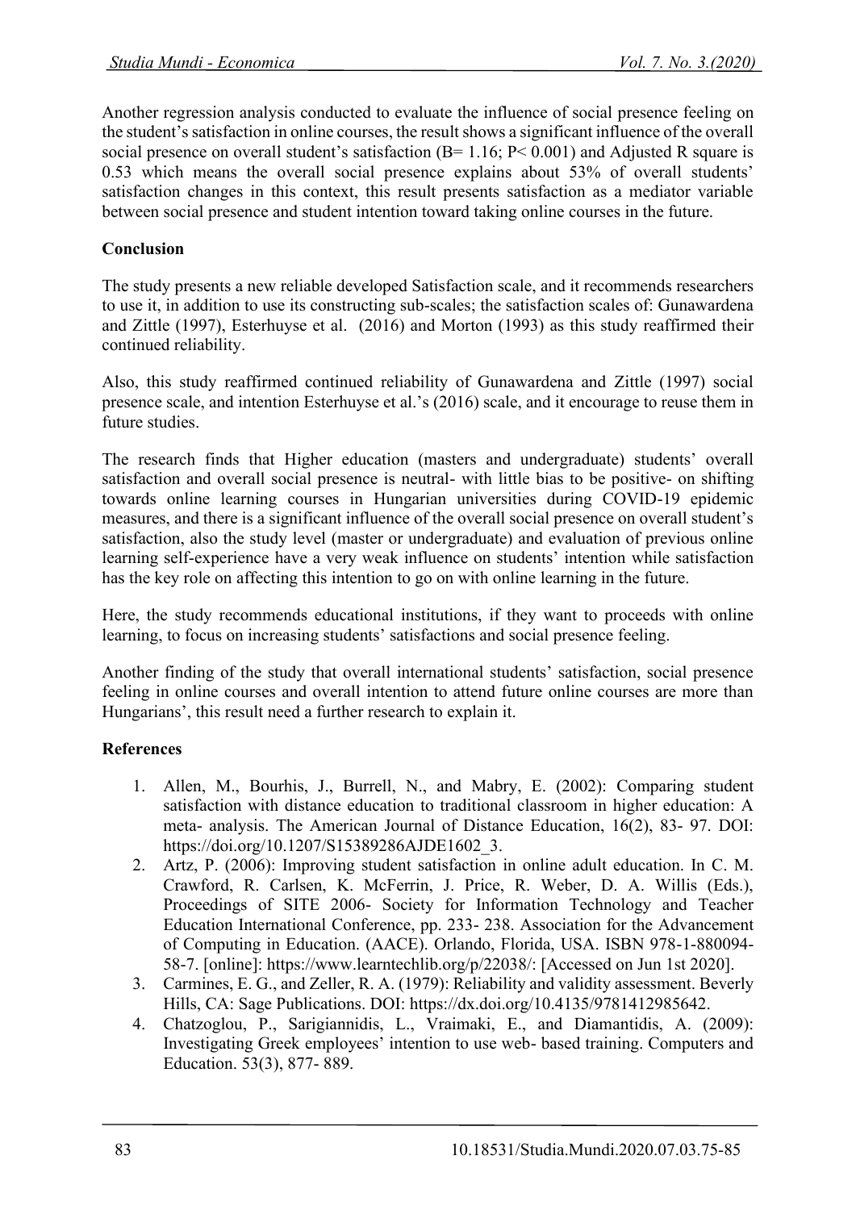Another regression analysis conducted to evaluate the influence of social presence feeling on the student's satisfaction in online courses, the result shows a significant influence of the overall social presence on overall student's satisfaction (B= 1.16; $P < 0.001$) and Adjusted R square is 0.53 which means the overall social presence explains about 53% of overall students' satisfaction changes in this context, this result presents satisfaction as a mediator variable between social presence and student intention toward taking online courses in the future.

## Conclusion

The study presents a new reliable developed Satisfaction scale, and it recommends researchers to use it, in addition to use its constructing sub-scales; the satisfaction scales of: Gunawardena and Zittle (1997), Esterhuyse et al. (2016) and Morton (1993) as this study reaffirmed their continued reliability.

Also, this study reaffirmed continued reliability of Gunawardena and Zittle (1997) social presence scale, and intention Esterhuyse et al.'s (2016) scale, and it encourage to reuse them in future studies.

The research finds that Higher education (masters and undergraduate) students' overall satisfaction and overall social presence is neutral- with little bias to be positive- on shifting towards online learning courses in Hungarian universities during COVID-19 epidemic measures, and there is a significant influence of the overall social presence on overall student's satisfaction, also the study level (master or undergraduate) and evaluation of previous online learning self-experience have a very weak influence on students' intention while satisfaction has the key role on affecting this intention to go on with online learning in the future.

Here, the study recommends educational institutions, if they want to proceeds with online learning, to focus on increasing students' satisfactions and social presence feeling.

Another finding of the study that overall international students' satisfaction, social presence feeling in online courses and overall intention to attend future online courses are more than Hungarians', this result need a further research to explain it.

## References

1. Allen, M., Bourhis, J., Burrell, N., and Mabry, E. (2002): Comparing student satisfaction with distance education to traditional classroom in higher education: A meta- analysis. The American Journal of Distance Education, 16(2), 83- 97. DOI: https://doi.org/10.1207/S15389286AJDE1602_3.
2. Artz, P. (2006): Improving student satisfaction in online adult education. In C. M. Crawford, R. Carlsen, K. McFerrin, J. Price, R. Weber, D. A. Willis (Eds.), Proceedings of SITE 2006- Society for Information Technology and Teacher Education International Conference, pp. 233- 238. Association for the Advancement of Computing in Education. (AACE). Orlando, Florida, USA. ISBN 978-1-880094-58-7. [online]: https://www.learntechlib.org/p/22038/: [Accessed on Jun 1st 2020].
3. Carmines, E. G., and Zeller, R. A. (1979): Reliability and validity assessment. Beverly Hills, CA: Sage Publications. DOI: https://dx.doi.org/10.4135/9781412985642.
4. Chatzoglou, P., Sarigiannidis, L., Vraimaki, E., and Diamantidis, A. (2009): Investigating Greek employees' intention to use web- based training. Computers and Education. 53(3), 877- 889.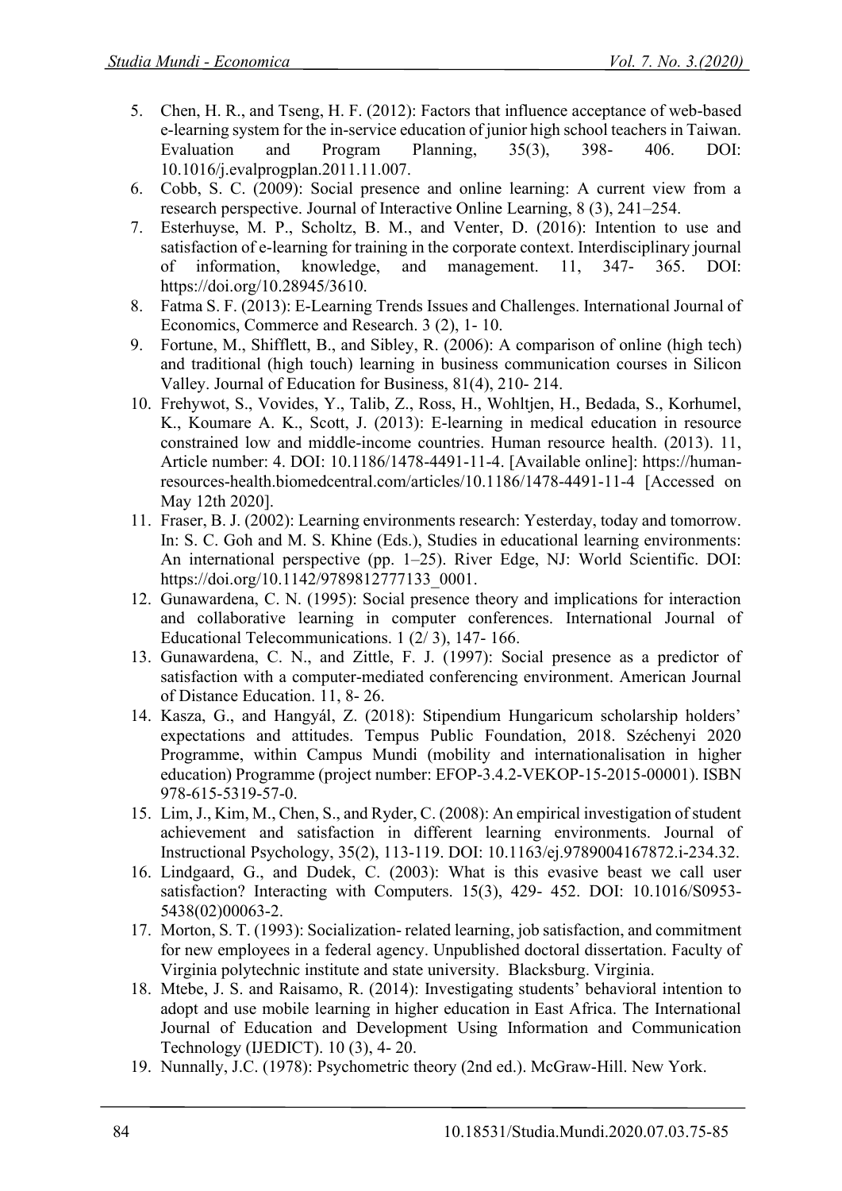5. Chen, H. R., and Tseng, H. F. (2012): Factors that influence acceptance of web-based e-learning system for the in-service education of junior high school teachers in Taiwan. Evaluation and Program Planning, 35(3), 398- 406. DOI: 10.1016/j.evalprogplan.2011.11.007.
6. Cobb, S. C. (2009): Social presence and online learning: A current view from a research perspective. Journal of Interactive Online Learning, 8 (3), 241–254.
7. Esterhuyse, M. P., Scholtz, B. M., and Venter, D. (2016): Intention to use and satisfaction of e-learning for training in the corporate context. Interdisciplinary journal of information, knowledge, and management. 11, 347- 365. DOI: https://doi.org/10.28945/3610.
8. Fatma S. F. (2013): E-Learning Trends Issues and Challenges. International Journal of Economics, Commerce and Research. 3 (2), 1- 10.
9. Fortune, M., Shifflett, B., and Sibley, R. (2006): A comparison of online (high tech) and traditional (high touch) learning in business communication courses in Silicon Valley. Journal of Education for Business, 81(4), 210- 214.
10. Frehywot, S., Vovides, Y., Talib, Z., Ross, H., Wohltjen, H., Bedada, S., Korhumel, K., Koumare A. K., Scott, J. (2013): E-learning in medical education in resource constrained low and middle-income countries. Human resource health. (2013). 11, Article number: 4. DOI: 10.1186/1478-4491-11-4. [Available online]: https://human-resources-health.biomedcentral.com/articles/10.1186/1478-4491-11-4 [Accessed on May 12th 2020].
11. Fraser, B. J. (2002): Learning environments research: Yesterday, today and tomorrow. In: S. C. Goh and M. S. Khine (Eds.), Studies in educational learning environments: An international perspective (pp. 1–25). River Edge, NJ: World Scientific. DOI: https://doi.org/10.1142/9789812777133_0001.
12. Gunawardena, C. N. (1995): Social presence theory and implications for interaction and collaborative learning in computer conferences. International Journal of Educational Telecommunications. 1 (2/ 3), 147- 166.
13. Gunawardena, C. N., and Zittle, F. J. (1997): Social presence as a predictor of satisfaction with a computer-mediated conferencing environment. American Journal of Distance Education. 11, 8- 26.
14. Kasza, G., and Hangyál, Z. (2018): Stipendium Hungaricum scholarship holders' expectations and attitudes. Tempus Public Foundation, 2018. Széchenyi 2020 Programme, within Campus Mundi (mobility and internationalisation in higher education) Programme (project number: EFOP-3.4.2-VEKOP-15-2015-00001). ISBN 978-615-5319-57-0.
15. Lim, J., Kim, M., Chen, S., and Ryder, C. (2008): An empirical investigation of student achievement and satisfaction in different learning environments. Journal of Instructional Psychology, 35(2), 113-119. DOI: 10.1163/ej.9789004167872.i-234.32.
16. Lindgaard, G., and Dudek, C. (2003): What is this evasive beast we call user satisfaction? Interacting with Computers. 15(3), 429- 452. DOI: 10.1016/S0953-5438(02)00063-2.
17. Morton, S. T. (1993): Socialization- related learning, job satisfaction, and commitment for new employees in a federal agency. Unpublished doctoral dissertation. Faculty of Virginia polytechnic institute and state university. Blacksburg. Virginia.
18. Mtebe, J. S. and Raisamo, R. (2014): Investigating students' behavioral intention to adopt and use mobile learning in higher education in East Africa. The International Journal of Education and Development Using Information and Communication Technology (IJEDICT). 10 (3), 4- 20.
19. Nunnally, J.C. (1978): Psychometric theory (2nd ed.). McGraw-Hill. New York.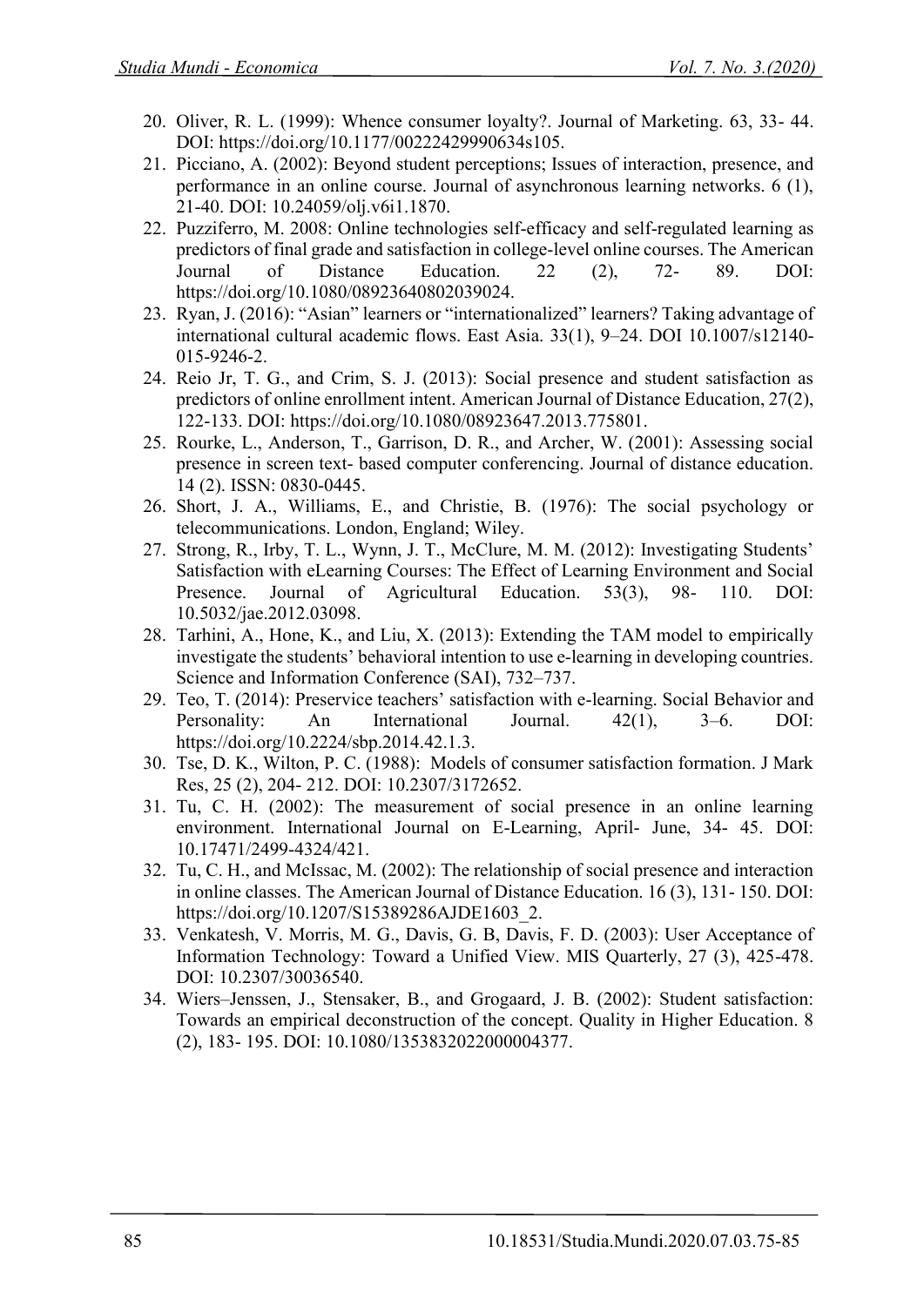20. Oliver, R. L. (1999): Whence consumer loyalty?. Journal of Marketing. 63, 33- 44. DOI: https://doi.org/10.1177/00222429990634s105.
21. Picciano, A. (2002): Beyond student perceptions; Issues of interaction, presence, and performance in an online course. Journal of asynchronous learning networks. 6 (1), 21-40. DOI: 10.24059/olj.v6i1.1870.
22. Puzziferro, M. 2008: Online technologies self-efficacy and self-regulated learning as predictors of final grade and satisfaction in college-level online courses. The American Journal of Distance Education. 22 (2), 72- 89. DOI: https://doi.org/10.1080/08923640802039024.
23. Ryan, J. (2016): "Asian" learners or "internationalized" learners? Taking advantage of international cultural academic flows. East Asia. 33(1), 9–24. DOI 10.1007/s12140-015-9246-2.
24. Reio Jr, T. G., and Crim, S. J. (2013): Social presence and student satisfaction as predictors of online enrollment intent. American Journal of Distance Education, 27(2), 122-133. DOI: https://doi.org/10.1080/08923647.2013.775801.
25. Rourke, L., Anderson, T., Garrison, D. R., and Archer, W. (2001): Assessing social presence in screen text- based computer conferencing. Journal of distance education. 14 (2). ISSN: 0830-0445.
26. Short, J. A., Williams, E., and Christie, B. (1976): The social psychology or telecommunications. London, England; Wiley.
27. Strong, R., Irby, T. L., Wynn, J. T., McClure, M. M. (2012): Investigating Students' Satisfaction with eLearning Courses: The Effect of Learning Environment and Social Presence. Journal of Agricultural Education. 53(3), 98- 110. DOI: 10.5032/jae.2012.03098.
28. Tarhini, A., Hone, K., and Liu, X. (2013): Extending the TAM model to empirically investigate the students' behavioral intention to use e-learning in developing countries. Science and Information Conference (SAI), 732–737.
29. Teo, T. (2014): Preservice teachers' satisfaction with e-learning. Social Behavior and Personality: An International Journal. 42(1), 3–6. DOI: https://doi.org/10.2224/sbp.2014.42.1.3.
30. Tse, D. K., Wilton, P. C. (1988): Models of consumer satisfaction formation. J Mark Res, 25 (2), 204- 212. DOI: 10.2307/3172652.
31. Tu, C. H. (2002): The measurement of social presence in an online learning environment. International Journal on E-Learning, April- June, 34- 45. DOI: 10.17471/2499-4324/421.
32. Tu, C. H., and McIssac, M. (2002): The relationship of social presence and interaction in online classes. The American Journal of Distance Education. 16 (3), 131- 150. DOI: https://doi.org/10.1207/S15389286AJDE1603_2.
33. Venkatesh, V. Morris, M. G., Davis, G. B, Davis, F. D. (2003): User Acceptance of Information Technology: Toward a Unified View. MIS Quarterly, 27 (3), 425-478. DOI: 10.2307/30036540.
34. Wiers–Jenssen, J., Stensaker, B., and Grogaard, J. B. (2002): Student satisfaction: Towards an empirical deconstruction of the concept. Quality in Higher Education. 8 (2), 183- 195. DOI: 10.1080/1353832022000004377.